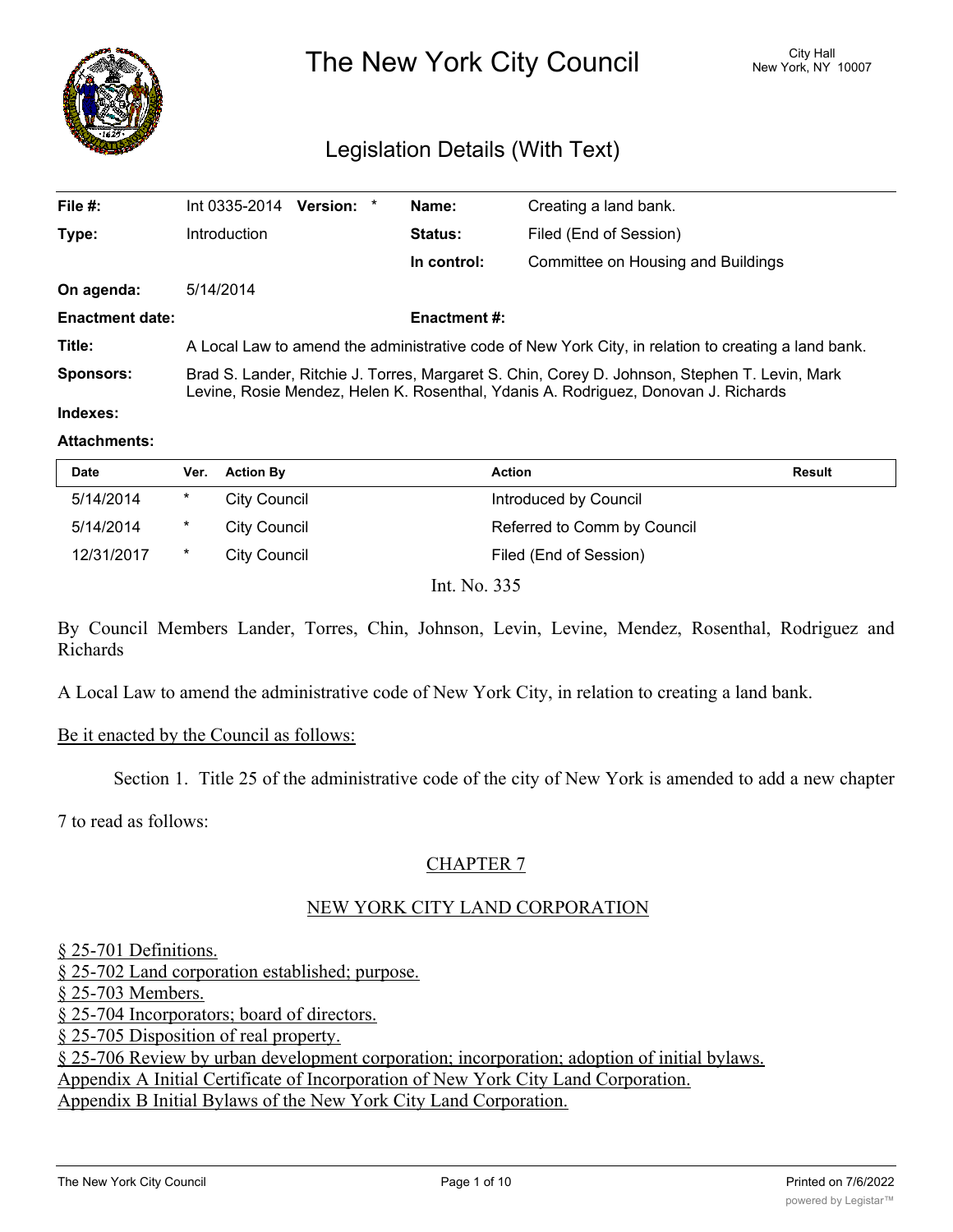# The New York City Council

City Hall
New York, NY 10007

## Legislation Details (With Text)

| | | | |
|---|---|---|---|
| **File #:** | Int 0335-2014 **Version:** * | **Name:** | Creating a land bank. |
| **Type:** | Introduction | **Status:** | Filed (End of Session) |
| | | **In control:** | Committee on Housing and Buildings |
| **On agenda:** | 5/14/2014 | | |
| **Enactment date:** | | **Enactment #:** | |
| **Title:** | A Local Law to amend the administrative code of New York City, in relation to creating a land bank. | | |
| **Sponsors:** | Brad S. Lander, Ritchie J. Torres, Margaret S. Chin, Corey D. Johnson, Stephen T. Levin, Mark Levine, Rosie Mendez, Helen K. Rosenthal, Ydanis A. Rodriguez, Donovan J. Richards | | |
| **Indexes:** | | | |
| **Attachments:** | | | |

| Date | Ver. | Action By | Action | Result |
|---|---|---|---|---|
| 5/14/2014 | * | City Council | Introduced by Council | |
| 5/14/2014 | * | City Council | Referred to Comm by Council | |
| 12/31/2017 | * | City Council | Filed (End of Session) | |

Int. No. 335

By Council Members Lander, Torres, Chin, Johnson, Levin, Levine, Mendez, Rosenthal, Rodriguez and Richards

A Local Law to amend the administrative code of New York City, in relation to creating a land bank.

Be it enacted by the Council as follows:

Section 1. Title 25 of the administrative code of the city of New York is amended to add a new chapter 7 to read as follows:

CHAPTER 7

NEW YORK CITY LAND CORPORATION

§ 25-701 Definitions.
§ 25-702 Land corporation established; purpose.
§ 25-703 Members.
§ 25-704 Incorporators; board of directors.
§ 25-705 Disposition of real property.
§ 25-706 Review by urban development corporation; incorporation; adoption of initial bylaws.
Appendix A Initial Certificate of Incorporation of New York City Land Corporation.
Appendix B Initial Bylaws of the New York City Land Corporation.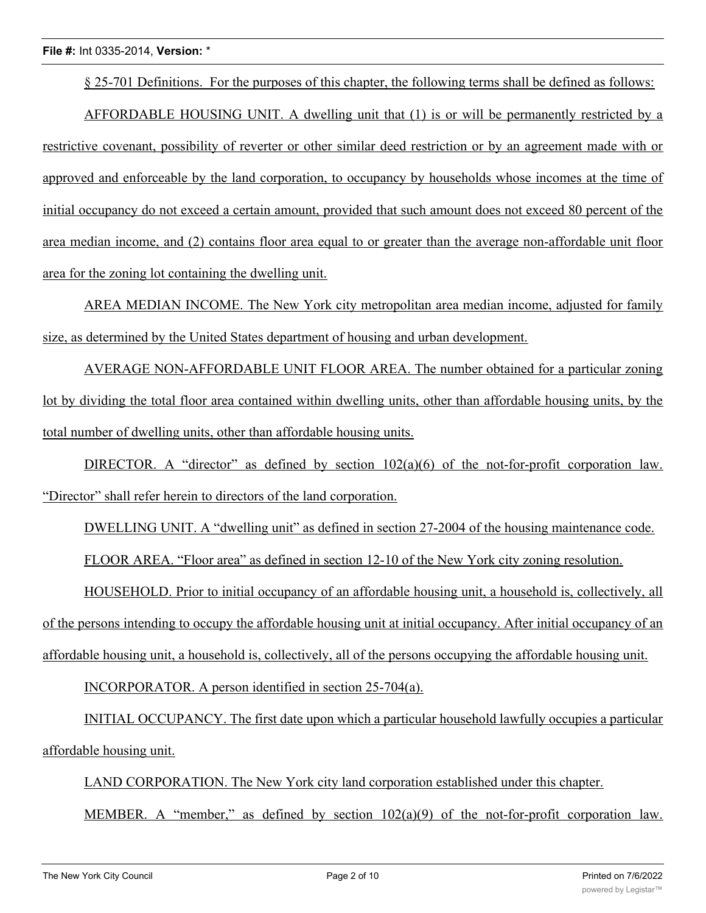§ 25-701 Definitions. For the purposes of this chapter, the following terms shall be defined as follows:

AFFORDABLE HOUSING UNIT. A dwelling unit that (1) is or will be permanently restricted by a restrictive covenant, possibility of reverter or other similar deed restriction or by an agreement made with or approved and enforceable by the land corporation, to occupancy by households whose incomes at the time of initial occupancy do not exceed a certain amount, provided that such amount does not exceed 80 percent of the area median income, and (2) contains floor area equal to or greater than the average non-affordable unit floor area for the zoning lot containing the dwelling unit.

AREA MEDIAN INCOME. The New York city metropolitan area median income, adjusted for family size, as determined by the United States department of housing and urban development.

AVERAGE NON-AFFORDABLE UNIT FLOOR AREA. The number obtained for a particular zoning lot by dividing the total floor area contained within dwelling units, other than affordable housing units, by the total number of dwelling units, other than affordable housing units.

DIRECTOR. A "director" as defined by section 102(a)(6) of the not-for-profit corporation law. "Director" shall refer herein to directors of the land corporation.

DWELLING UNIT. A "dwelling unit" as defined in section 27-2004 of the housing maintenance code.

FLOOR AREA. "Floor area" as defined in section 12-10 of the New York city zoning resolution.

HOUSEHOLD. Prior to initial occupancy of an affordable housing unit, a household is, collectively, all of the persons intending to occupy the affordable housing unit at initial occupancy. After initial occupancy of an affordable housing unit, a household is, collectively, all of the persons occupying the affordable housing unit.

INCORPORATOR. A person identified in section 25-704(a).

INITIAL OCCUPANCY. The first date upon which a particular household lawfully occupies a particular affordable housing unit.

LAND CORPORATION. The New York city land corporation established under this chapter.

MEMBER. A "member," as defined by section 102(a)(9) of the not-for-profit corporation law.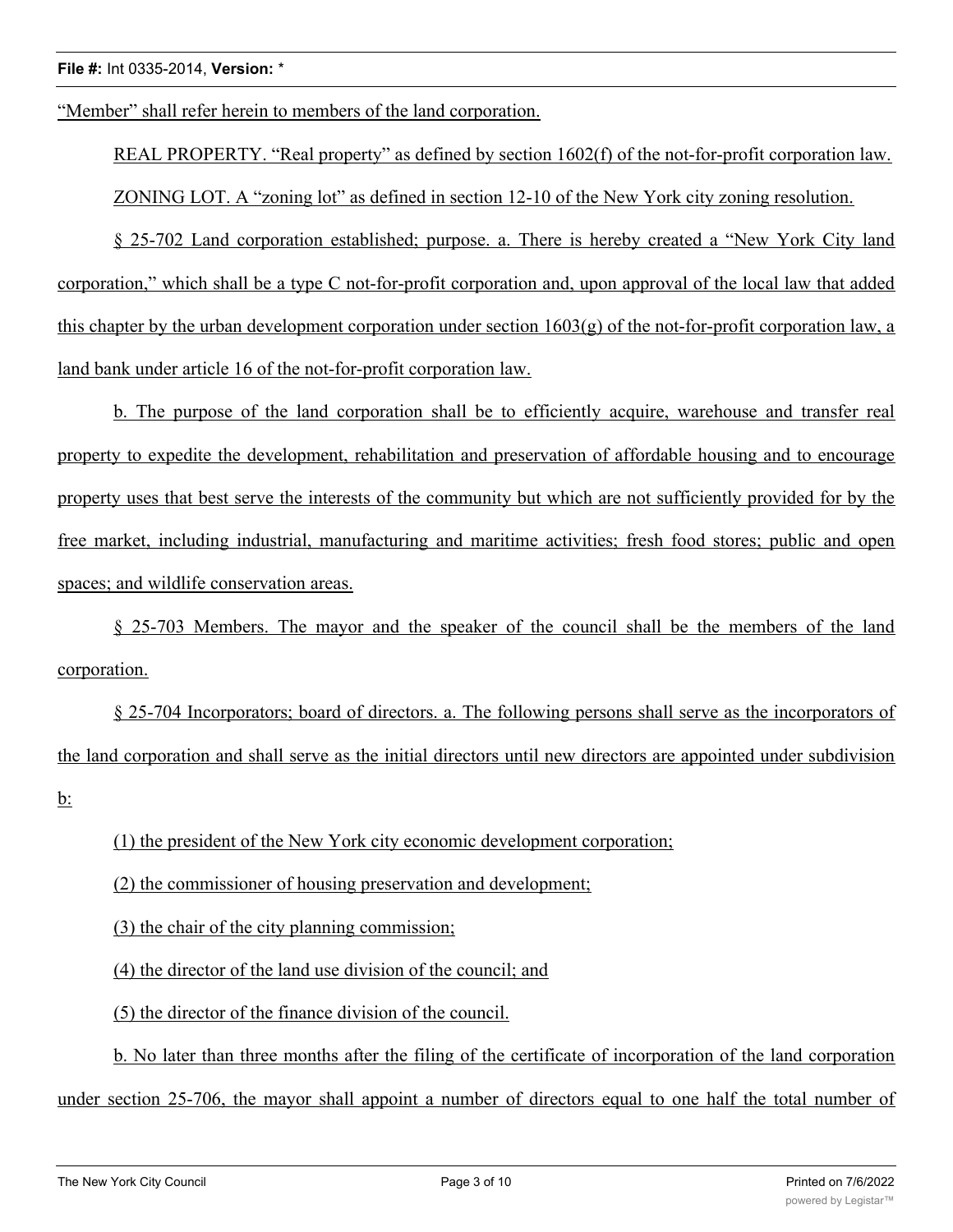"Member" shall refer herein to members of the land corporation.

REAL PROPERTY. "Real property" as defined by section 1602(f) of the not-for-profit corporation law.

ZONING LOT. A "zoning lot" as defined in section 12-10 of the New York city zoning resolution.

§ 25-702 Land corporation established; purpose. a. There is hereby created a "New York City land corporation," which shall be a type C not-for-profit corporation and, upon approval of the local law that added this chapter by the urban development corporation under section 1603(g) of the not-for-profit corporation law, a land bank under article 16 of the not-for-profit corporation law.

b. The purpose of the land corporation shall be to efficiently acquire, warehouse and transfer real property to expedite the development, rehabilitation and preservation of affordable housing and to encourage property uses that best serve the interests of the community but which are not sufficiently provided for by the free market, including industrial, manufacturing and maritime activities; fresh food stores; public and open spaces; and wildlife conservation areas.

§ 25-703 Members. The mayor and the speaker of the council shall be the members of the land corporation.

§ 25-704 Incorporators; board of directors. a. The following persons shall serve as the incorporators of the land corporation and shall serve as the initial directors until new directors are appointed under subdivision b:

(1) the president of the New York city economic development corporation;

(2) the commissioner of housing preservation and development;

(3) the chair of the city planning commission;

(4) the director of the land use division of the council; and

(5) the director of the finance division of the council.

b. No later than three months after the filing of the certificate of incorporation of the land corporation under section 25-706, the mayor shall appoint a number of directors equal to one half the total number of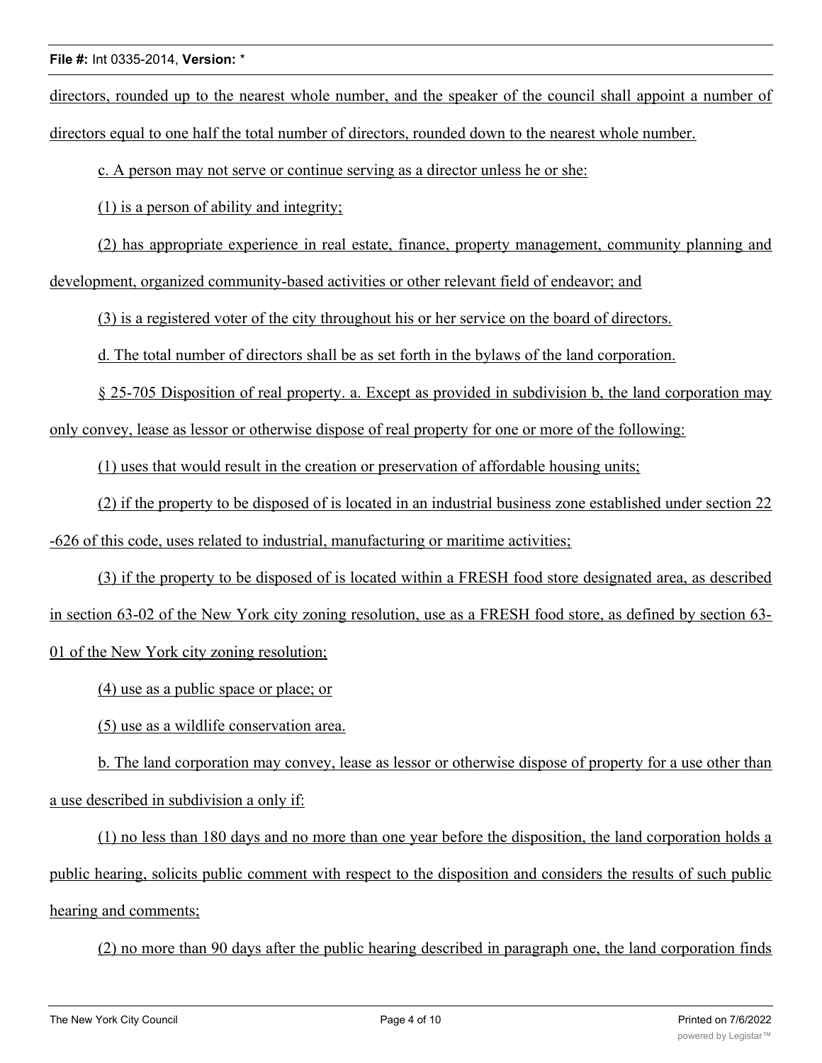directors, rounded up to the nearest whole number, and the speaker of the council shall appoint a number of directors equal to one half the total number of directors, rounded down to the nearest whole number.

c. A person may not serve or continue serving as a director unless he or she:

(1) is a person of ability and integrity;

(2) has appropriate experience in real estate, finance, property management, community planning and development, organized community-based activities or other relevant field of endeavor; and

(3) is a registered voter of the city throughout his or her service on the board of directors.

d. The total number of directors shall be as set forth in the bylaws of the land corporation.

§ 25-705 Disposition of real property. a. Except as provided in subdivision b, the land corporation may only convey, lease as lessor or otherwise dispose of real property for one or more of the following:

(1) uses that would result in the creation or preservation of affordable housing units;

(2) if the property to be disposed of is located in an industrial business zone established under section 22-626 of this code, uses related to industrial, manufacturing or maritime activities;

(3) if the property to be disposed of is located within a FRESH food store designated area, as described in section 63-02 of the New York city zoning resolution, use as a FRESH food store, as defined by section 63-01 of the New York city zoning resolution;

(4) use as a public space or place; or

(5) use as a wildlife conservation area.

b. The land corporation may convey, lease as lessor or otherwise dispose of property for a use other than a use described in subdivision a only if:

(1) no less than 180 days and no more than one year before the disposition, the land corporation holds a public hearing, solicits public comment with respect to the disposition and considers the results of such public hearing and comments;

(2) no more than 90 days after the public hearing described in paragraph one, the land corporation finds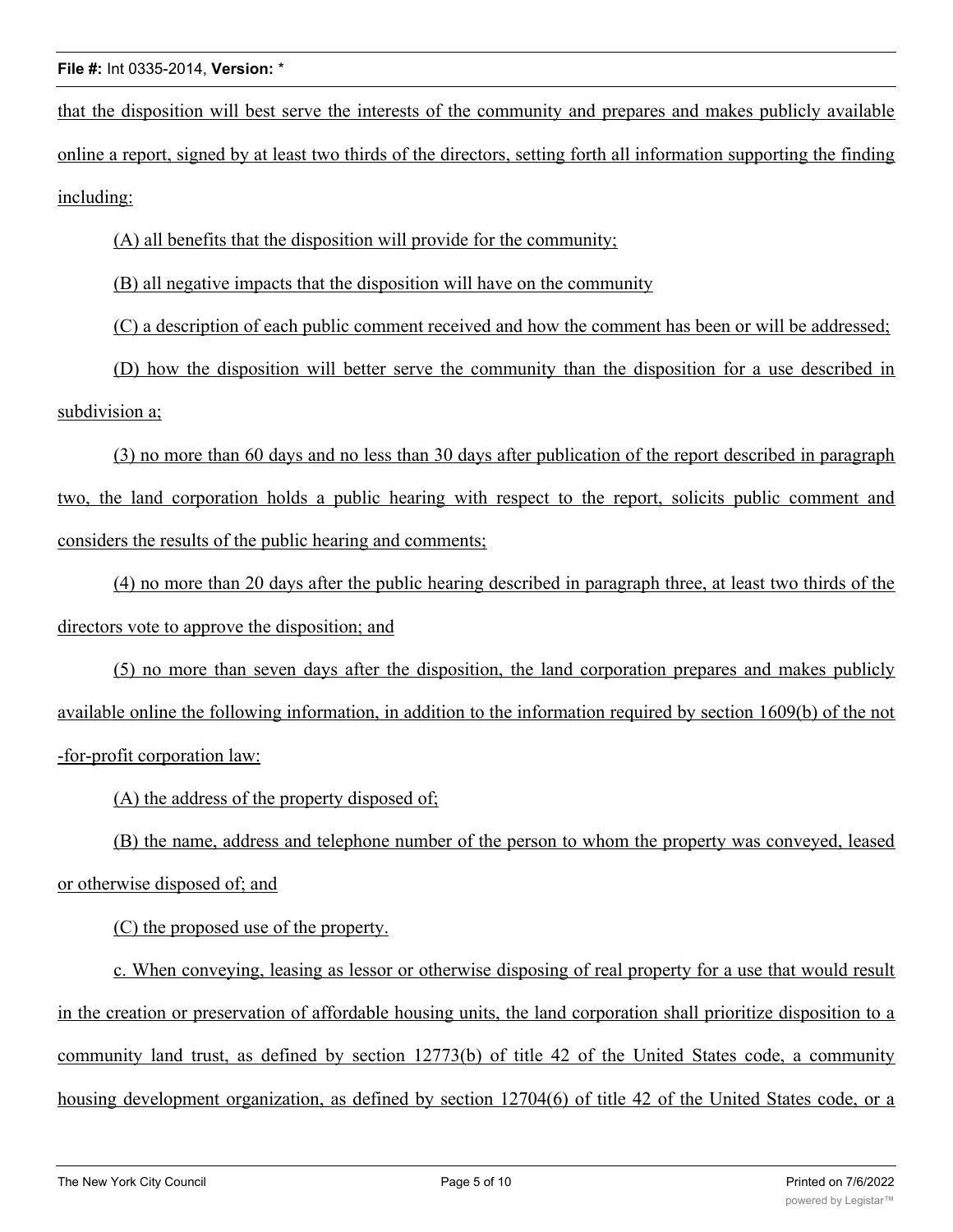that the disposition will best serve the interests of the community and prepares and makes publicly available online a report, signed by at least two thirds of the directors, setting forth all information supporting the finding including:

(A) all benefits that the disposition will provide for the community;

(B) all negative impacts that the disposition will have on the community

(C) a description of each public comment received and how the comment has been or will be addressed;

(D) how the disposition will better serve the community than the disposition for a use described in subdivision a;

(3) no more than 60 days and no less than 30 days after publication of the report described in paragraph two, the land corporation holds a public hearing with respect to the report, solicits public comment and considers the results of the public hearing and comments;

(4) no more than 20 days after the public hearing described in paragraph three, at least two thirds of the directors vote to approve the disposition; and

(5) no more than seven days after the disposition, the land corporation prepares and makes publicly available online the following information, in addition to the information required by section 1609(b) of the not-for-profit corporation law:

(A) the address of the property disposed of;

(B) the name, address and telephone number of the person to whom the property was conveyed, leased or otherwise disposed of; and

(C) the proposed use of the property.

c. When conveying, leasing as lessor or otherwise disposing of real property for a use that would result in the creation or preservation of affordable housing units, the land corporation shall prioritize disposition to a community land trust, as defined by section 12773(b) of title 42 of the United States code, a community housing development organization, as defined by section 12704(6) of title 42 of the United States code, or a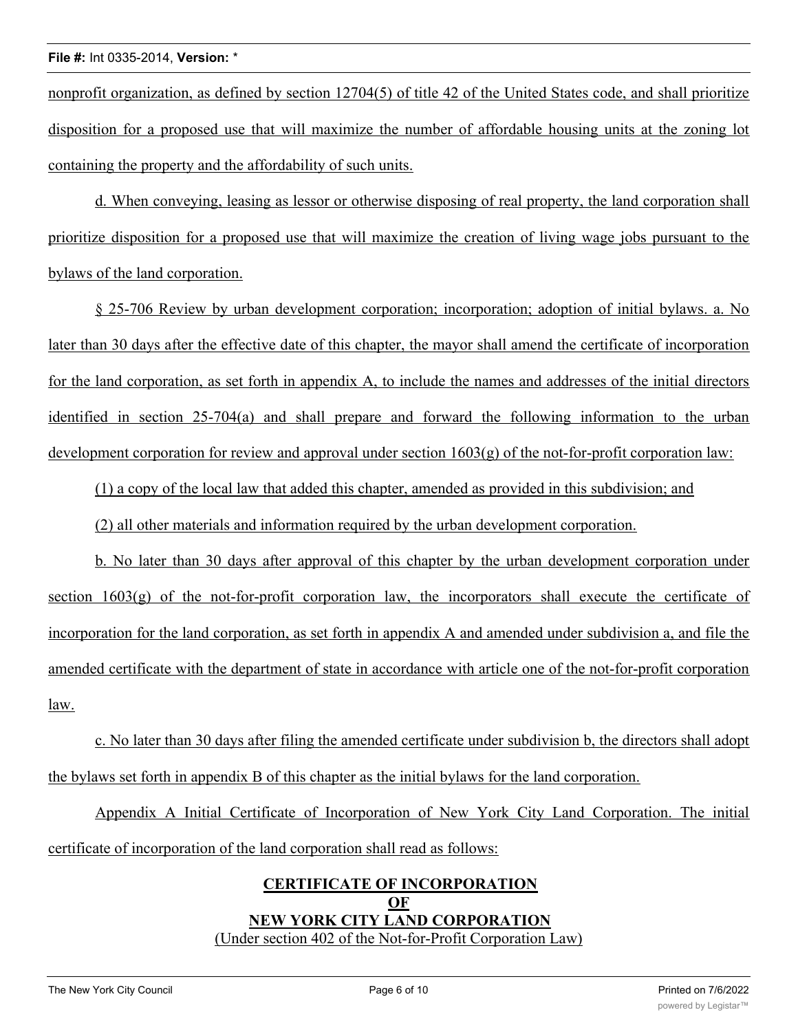nonprofit organization, as defined by section 12704(5) of title 42 of the United States code, and shall prioritize disposition for a proposed use that will maximize the number of affordable housing units at the zoning lot containing the property and the affordability of such units.

d. When conveying, leasing as lessor or otherwise disposing of real property, the land corporation shall prioritize disposition for a proposed use that will maximize the creation of living wage jobs pursuant to the bylaws of the land corporation.

§ 25-706 Review by urban development corporation; incorporation; adoption of initial bylaws. a. No later than 30 days after the effective date of this chapter, the mayor shall amend the certificate of incorporation for the land corporation, as set forth in appendix A, to include the names and addresses of the initial directors identified in section 25-704(a) and shall prepare and forward the following information to the urban development corporation for review and approval under section 1603(g) of the not-for-profit corporation law:

(1) a copy of the local law that added this chapter, amended as provided in this subdivision; and

(2) all other materials and information required by the urban development corporation.

b. No later than 30 days after approval of this chapter by the urban development corporation under section 1603(g) of the not-for-profit corporation law, the incorporators shall execute the certificate of incorporation for the land corporation, as set forth in appendix A and amended under subdivision a, and file the amended certificate with the department of state in accordance with article one of the not-for-profit corporation law.

c. No later than 30 days after filing the amended certificate under subdivision b, the directors shall adopt the bylaws set forth in appendix B of this chapter as the initial bylaws for the land corporation.

Appendix A Initial Certificate of Incorporation of New York City Land Corporation. The initial certificate of incorporation of the land corporation shall read as follows:

**CERTIFICATE OF INCORPORATION**
**OF**
**NEW YORK CITY LAND CORPORATION**
(Under section 402 of the Not-for-Profit Corporation Law)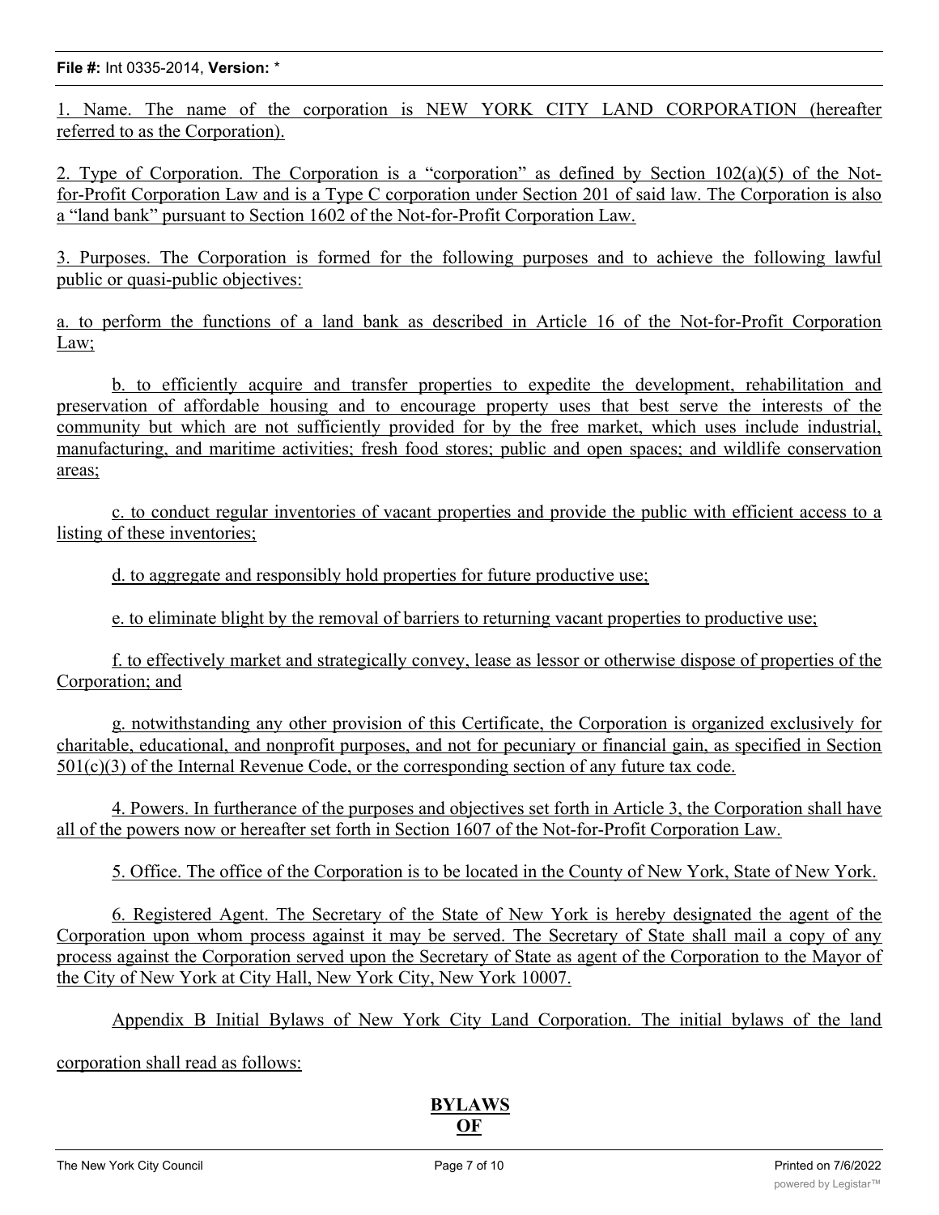1. Name. The name of the corporation is NEW YORK CITY LAND CORPORATION (hereafter referred to as the Corporation).

2. Type of Corporation. The Corporation is a "corporation" as defined by Section 102(a)(5) of the Not-for-Profit Corporation Law and is a Type C corporation under Section 201 of said law. The Corporation is also a "land bank" pursuant to Section 1602 of the Not-for-Profit Corporation Law.

3. Purposes. The Corporation is formed for the following purposes and to achieve the following lawful public or quasi-public objectives:

a. to perform the functions of a land bank as described in Article 16 of the Not-for-Profit Corporation Law;

b. to efficiently acquire and transfer properties to expedite the development, rehabilitation and preservation of affordable housing and to encourage property uses that best serve the interests of the community but which are not sufficiently provided for by the free market, which uses include industrial, manufacturing, and maritime activities; fresh food stores; public and open spaces; and wildlife conservation areas;

c. to conduct regular inventories of vacant properties and provide the public with efficient access to a listing of these inventories;

d. to aggregate and responsibly hold properties for future productive use;

e. to eliminate blight by the removal of barriers to returning vacant properties to productive use;

f. to effectively market and strategically convey, lease as lessor or otherwise dispose of properties of the Corporation; and

g. notwithstanding any other provision of this Certificate, the Corporation is organized exclusively for charitable, educational, and nonprofit purposes, and not for pecuniary or financial gain, as specified in Section 501(c)(3) of the Internal Revenue Code, or the corresponding section of any future tax code.

4. Powers. In furtherance of the purposes and objectives set forth in Article 3, the Corporation shall have all of the powers now or hereafter set forth in Section 1607 of the Not-for-Profit Corporation Law.

5. Office. The office of the Corporation is to be located in the County of New York, State of New York.

6. Registered Agent. The Secretary of the State of New York is hereby designated the agent of the Corporation upon whom process against it may be served. The Secretary of State shall mail a copy of any process against the Corporation served upon the Secretary of State as agent of the Corporation to the Mayor of the City of New York at City Hall, New York City, New York 10007.

Appendix B Initial Bylaws of New York City Land Corporation. The initial bylaws of the land corporation shall read as follows:

**BYLAWS**
**OF**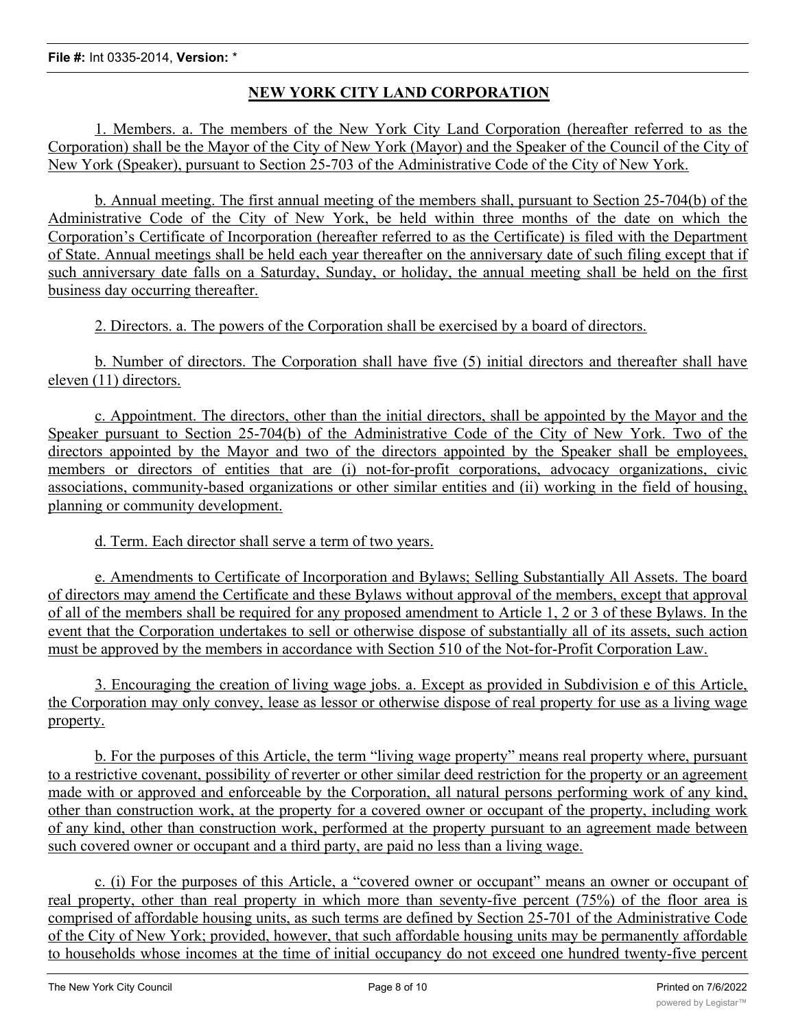## NEW YORK CITY LAND CORPORATION

1. Members. a. The members of the New York City Land Corporation (hereafter referred to as the Corporation) shall be the Mayor of the City of New York (Mayor) and the Speaker of the Council of the City of New York (Speaker), pursuant to Section 25-703 of the Administrative Code of the City of New York.

b. Annual meeting. The first annual meeting of the members shall, pursuant to Section 25-704(b) of the Administrative Code of the City of New York, be held within three months of the date on which the Corporation's Certificate of Incorporation (hereafter referred to as the Certificate) is filed with the Department of State. Annual meetings shall be held each year thereafter on the anniversary date of such filing except that if such anniversary date falls on a Saturday, Sunday, or holiday, the annual meeting shall be held on the first business day occurring thereafter.

2. Directors. a. The powers of the Corporation shall be exercised by a board of directors.

b. Number of directors. The Corporation shall have five (5) initial directors and thereafter shall have eleven (11) directors.

c. Appointment. The directors, other than the initial directors, shall be appointed by the Mayor and the Speaker pursuant to Section 25-704(b) of the Administrative Code of the City of New York. Two of the directors appointed by the Mayor and two of the directors appointed by the Speaker shall be employees, members or directors of entities that are (i) not-for-profit corporations, advocacy organizations, civic associations, community-based organizations or other similar entities and (ii) working in the field of housing, planning or community development.

d. Term. Each director shall serve a term of two years.

e. Amendments to Certificate of Incorporation and Bylaws; Selling Substantially All Assets. The board of directors may amend the Certificate and these Bylaws without approval of the members, except that approval of all of the members shall be required for any proposed amendment to Article 1, 2 or 3 of these Bylaws. In the event that the Corporation undertakes to sell or otherwise dispose of substantially all of its assets, such action must be approved by the members in accordance with Section 510 of the Not-for-Profit Corporation Law.

3. Encouraging the creation of living wage jobs. a. Except as provided in Subdivision e of this Article, the Corporation may only convey, lease as lessor or otherwise dispose of real property for use as a living wage property.

b. For the purposes of this Article, the term "living wage property" means real property where, pursuant to a restrictive covenant, possibility of reverter or other similar deed restriction for the property or an agreement made with or approved and enforceable by the Corporation, all natural persons performing work of any kind, other than construction work, at the property for a covered owner or occupant of the property, including work of any kind, other than construction work, performed at the property pursuant to an agreement made between such covered owner or occupant and a third party, are paid no less than a living wage.

c. (i) For the purposes of this Article, a "covered owner or occupant" means an owner or occupant of real property, other than real property in which more than seventy-five percent (75%) of the floor area is comprised of affordable housing units, as such terms are defined by Section 25-701 of the Administrative Code of the City of New York; provided, however, that such affordable housing units may be permanently affordable to households whose incomes at the time of initial occupancy do not exceed one hundred twenty-five percent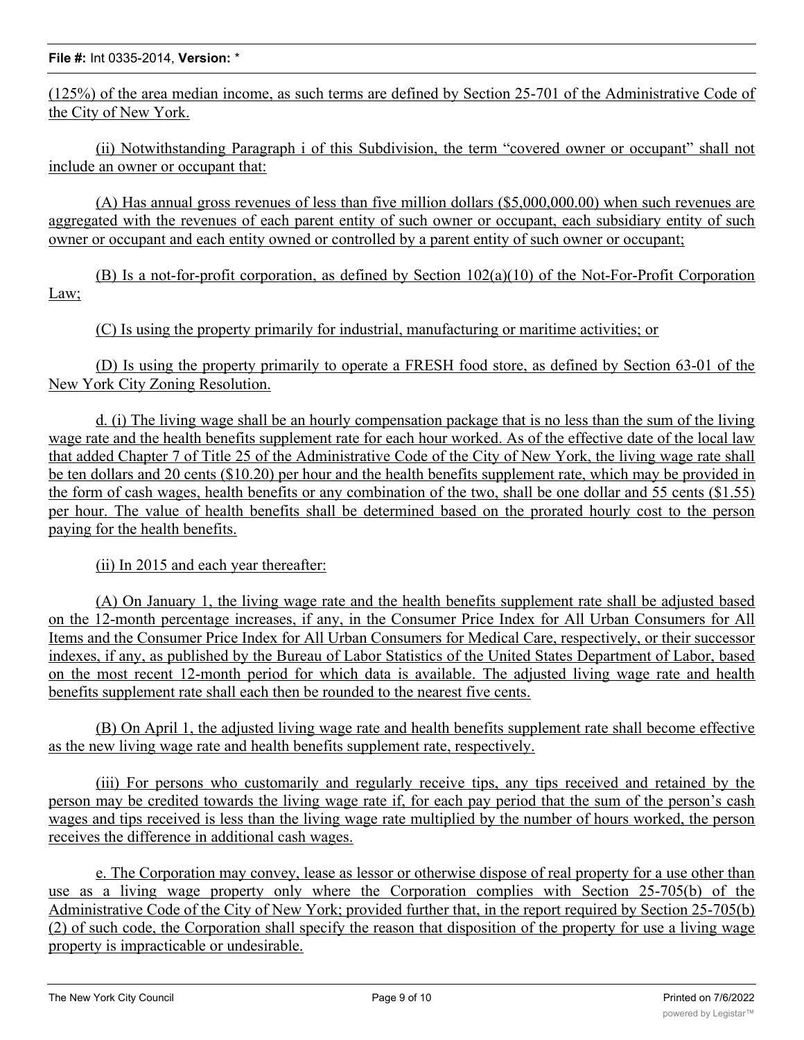(125%) of the area median income, as such terms are defined by Section 25-701 of the Administrative Code of the City of New York.

(ii) Notwithstanding Paragraph i of this Subdivision, the term "covered owner or occupant" shall not include an owner or occupant that:

(A) Has annual gross revenues of less than five million dollars ($5,000,000.00) when such revenues are aggregated with the revenues of each parent entity of such owner or occupant, each subsidiary entity of such owner or occupant and each entity owned or controlled by a parent entity of such owner or occupant;

(B) Is a not-for-profit corporation, as defined by Section 102(a)(10) of the Not-For-Profit Corporation Law;

(C) Is using the property primarily for industrial, manufacturing or maritime activities; or

(D) Is using the property primarily to operate a FRESH food store, as defined by Section 63-01 of the New York City Zoning Resolution.

d. (i) The living wage shall be an hourly compensation package that is no less than the sum of the living wage rate and the health benefits supplement rate for each hour worked. As of the effective date of the local law that added Chapter 7 of Title 25 of the Administrative Code of the City of New York, the living wage rate shall be ten dollars and 20 cents ($10.20) per hour and the health benefits supplement rate, which may be provided in the form of cash wages, health benefits or any combination of the two, shall be one dollar and 55 cents ($1.55) per hour. The value of health benefits shall be determined based on the prorated hourly cost to the person paying for the health benefits.

(ii) In 2015 and each year thereafter:

(A) On January 1, the living wage rate and the health benefits supplement rate shall be adjusted based on the 12-month percentage increases, if any, in the Consumer Price Index for All Urban Consumers for All Items and the Consumer Price Index for All Urban Consumers for Medical Care, respectively, or their successor indexes, if any, as published by the Bureau of Labor Statistics of the United States Department of Labor, based on the most recent 12-month period for which data is available. The adjusted living wage rate and health benefits supplement rate shall each then be rounded to the nearest five cents.

(B) On April 1, the adjusted living wage rate and health benefits supplement rate shall become effective as the new living wage rate and health benefits supplement rate, respectively.

(iii) For persons who customarily and regularly receive tips, any tips received and retained by the person may be credited towards the living wage rate if, for each pay period that the sum of the person's cash wages and tips received is less than the living wage rate multiplied by the number of hours worked, the person receives the difference in additional cash wages.

e. The Corporation may convey, lease as lessor or otherwise dispose of real property for a use other than use as a living wage property only where the Corporation complies with Section 25-705(b) of the Administrative Code of the City of New York; provided further that, in the report required by Section 25-705(b)(2) of such code, the Corporation shall specify the reason that disposition of the property for use a living wage property is impracticable or undesirable.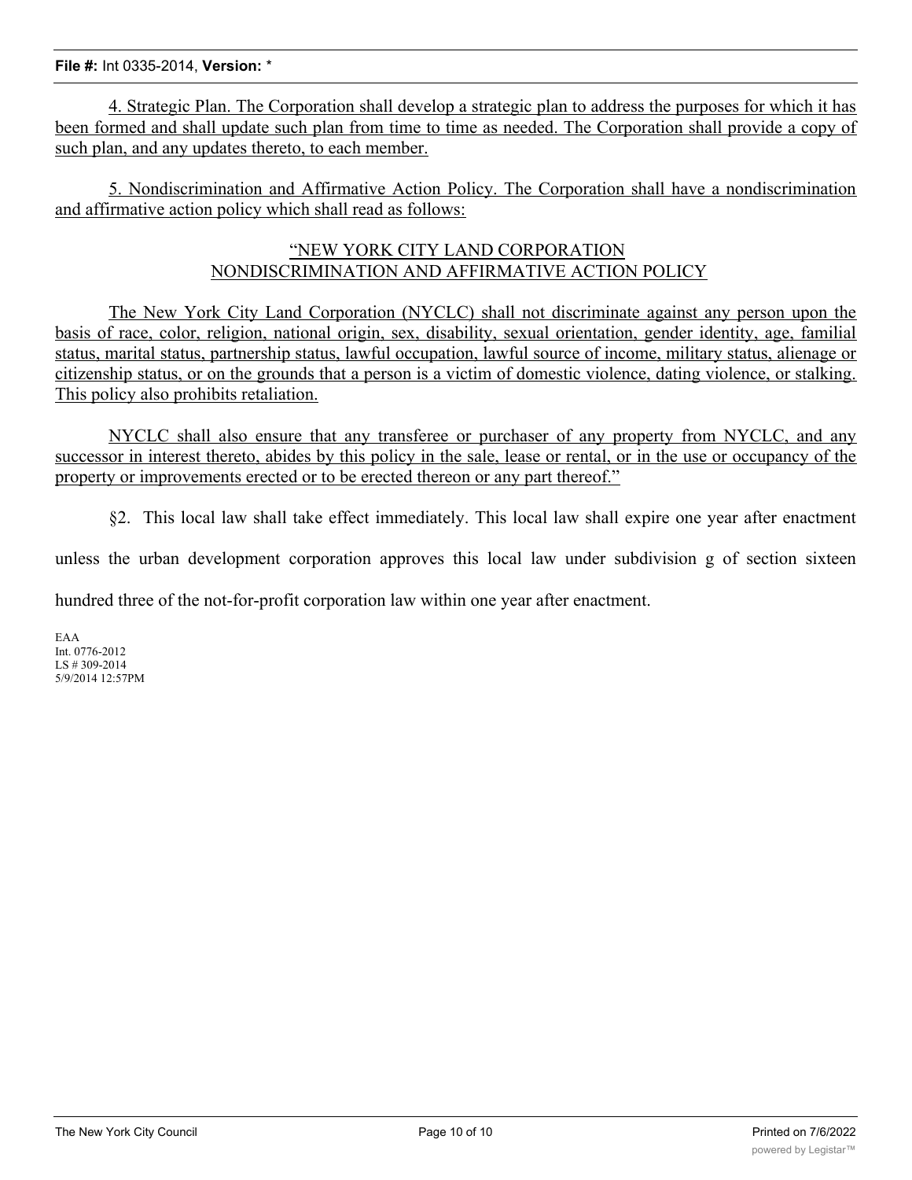4. Strategic Plan. The Corporation shall develop a strategic plan to address the purposes for which it has been formed and shall update such plan from time to time as needed. The Corporation shall provide a copy of such plan, and any updates thereto, to each member.

5. Nondiscrimination and Affirmative Action Policy. The Corporation shall have a nondiscrimination and affirmative action policy which shall read as follows:

"NEW YORK CITY LAND CORPORATION
NONDISCRIMINATION AND AFFIRMATIVE ACTION POLICY

The New York City Land Corporation (NYCLC) shall not discriminate against any person upon the basis of race, color, religion, national origin, sex, disability, sexual orientation, gender identity, age, familial status, marital status, partnership status, lawful occupation, lawful source of income, military status, alienage or citizenship status, or on the grounds that a person is a victim of domestic violence, dating violence, or stalking. This policy also prohibits retaliation.

NYCLC shall also ensure that any transferee or purchaser of any property from NYCLC, and any successor in interest thereto, abides by this policy in the sale, lease or rental, or in the use or occupancy of the property or improvements erected or to be erected thereon or any part thereof."

§2. This local law shall take effect immediately. This local law shall expire one year after enactment unless the urban development corporation approves this local law under subdivision g of section sixteen hundred three of the not-for-profit corporation law within one year after enactment.

EAA
Int. 0776-2012
LS # 309-2014
5/9/2014 12:57PM